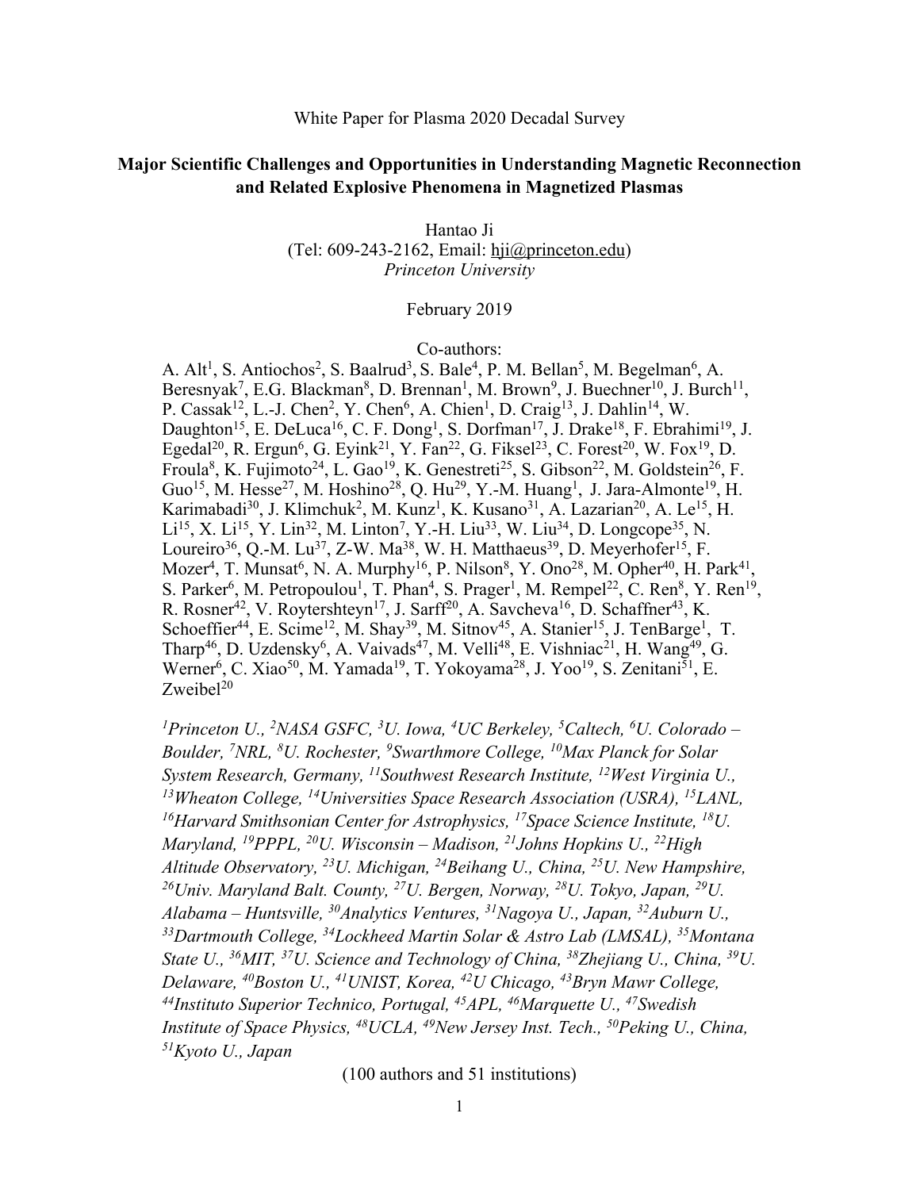White Paper for Plasma 2020 Decadal Survey

# Major Scientific Challenges and Opportunities in Understanding Magnetic Reconnection and Related Explosive Phenomena in Magnetized Plasmas

Hantao Ji
(Tel: 609-243-2162, Email: hji@princeton.edu)
*Princeton University*

February 2019

Co-authors:
A. Alt[1], S. Antiochos[2], S. Baalrud[3], S. Bale[4], P. M. Bellan[5], M. Begelman[6], A. Beresnyak[7], E.G. Blackman[8], D. Brennan[1], M. Brown[9], J. Buechner[10], J. Burch[11], P. Cassak[12], L.-J. Chen[2], Y. Chen[6], A. Chien[1], D. Craig[13], J. Dahlin[14], W. Daughton[15], E. DeLuca[16], C. F. Dong[1], S. Dorfman[17], J. Drake[18], F. Ebrahimi[19], J. Egedal[20], R. Ergun[6], G. Eyink[21], Y. Fan[22], G. Fiksel[23], C. Forest[20], W. Fox[19], D. Froula[8], K. Fujimoto[24], L. Gao[19], K. Genestreti[25], S. Gibson[22], M. Goldstein[26], F. Guo[15], M. Hesse[27], M. Hoshino[28], Q. Hu[29], Y.-M. Huang[1], J. Jara-Almonte[19], H. Karimabadi[30], J. Klimchuk[2], M. Kunz[1], K. Kusano[31], A. Lazarian[20], A. Le[15], H. Li[15], X. Li[15], Y. Lin[32], M. Linton[7], Y.-H. Liu[33], W. Liu[34], D. Longcope[35], N. Loureiro[36], Q.-M. Lu[37], Z-W. Ma[38], W. H. Matthaeus[39], D. Meyerhofer[15], F. Mozer[4], T. Munsat[6], N. A. Murphy[16], P. Nilson[8], Y. Ono[28], M. Opher[40], H. Park[41], S. Parker[6], M. Petropoulou[1], T. Phan[4], S. Prager[1], M. Rempel[22], C. Ren[8], Y. Ren[19], R. Rosner[42], V. Roytershteyn[17], J. Sarff[20], A. Savcheva[16], D. Schaffner[43], K. Schoeffier[44], E. Scime[12], M. Shay[39], M. Sitnov[45], A. Stanier[15], J. TenBarge[1], T. Tharp[46], D. Uzdensky[6], A. Vaivads[47], M. Velli[48], E. Vishniac[21], H. Wang[49], G. Werner[6], C. Xiao[50], M. Yamada[19], T. Yokoyama[28], J. Yoo[19], S. Zenitani[51], E. Zweibel[20]

*[1]Princeton U., [2]NASA GSFC, [3]U. Iowa, [4]UC Berkeley, [5]Caltech, [6]U. Colorado – Boulder, [7]NRL, [8]U. Rochester, [9]Swarthmore College, [10]Max Planck for Solar System Research, Germany, [11]Southwest Research Institute, [12]West Virginia U., [13]Wheaton College, [14]Universities Space Research Association (USRA), [15]LANL, [16]Harvard Smithsonian Center for Astrophysics, [17]Space Science Institute, [18]U. Maryland, [19]PPPL, [20]U. Wisconsin – Madison, [21]Johns Hopkins U., [22]High Altitude Observatory, [23]U. Michigan, [24]Beihang U., China, [25]U. New Hampshire, [26]Univ. Maryland Balt. County, [27]U. Bergen, Norway, [28]U. Tokyo, Japan, [29]U. Alabama – Huntsville, [30]Analytics Ventures, [31]Nagoya U., Japan, [32]Auburn U., [33]Dartmouth College, [34]Lockheed Martin Solar & Astro Lab (LMSAL), [35]Montana State U., [36]MIT, [37]U. Science and Technology of China, [38]Zhejiang U., China, [39]U. Delaware, [40]Boston U., [41]UNIST, Korea, [42]U Chicago, [43]Bryn Mawr College, [44]Instituto Superior Technico, Portugal, [45]APL, [46]Marquette U., [47]Swedish Institute of Space Physics, [48]UCLA, [49]New Jersey Inst. Tech., [50]Peking U., China, [51]Kyoto U., Japan*

(100 authors and 51 institutions)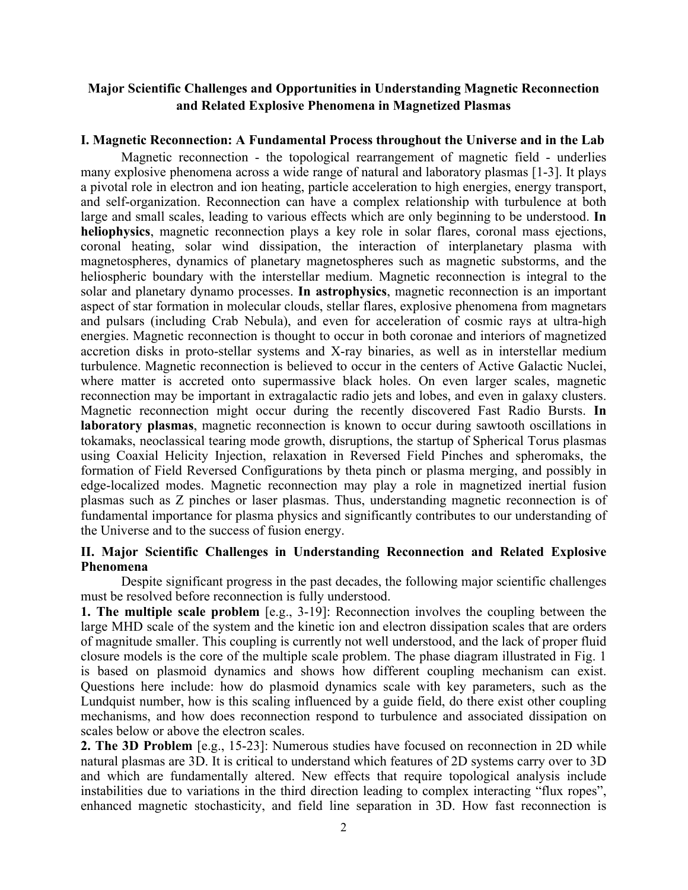## Major Scientific Challenges and Opportunities in Understanding Magnetic Reconnection and Related Explosive Phenomena in Magnetized Plasmas

### I. Magnetic Reconnection: A Fundamental Process throughout the Universe and in the Lab

Magnetic reconnection - the topological rearrangement of magnetic field - underlies many explosive phenomena across a wide range of natural and laboratory plasmas [1-3]. It plays a pivotal role in electron and ion heating, particle acceleration to high energies, energy transport, and self-organization. Reconnection can have a complex relationship with turbulence at both large and small scales, leading to various effects which are only beginning to be understood. **In heliophysics**, magnetic reconnection plays a key role in solar flares, coronal mass ejections, coronal heating, solar wind dissipation, the interaction of interplanetary plasma with magnetospheres, dynamics of planetary magnetospheres such as magnetic substorms, and the heliospheric boundary with the interstellar medium. Magnetic reconnection is integral to the solar and planetary dynamo processes. **In astrophysics**, magnetic reconnection is an important aspect of star formation in molecular clouds, stellar flares, explosive phenomena from magnetars and pulsars (including Crab Nebula), and even for acceleration of cosmic rays at ultra-high energies. Magnetic reconnection is thought to occur in both coronae and interiors of magnetized accretion disks in proto-stellar systems and X-ray binaries, as well as in interstellar medium turbulence. Magnetic reconnection is believed to occur in the centers of Active Galactic Nuclei, where matter is accreted onto supermassive black holes. On even larger scales, magnetic reconnection may be important in extragalactic radio jets and lobes, and even in galaxy clusters. Magnetic reconnection might occur during the recently discovered Fast Radio Bursts. **In laboratory plasmas**, magnetic reconnection is known to occur during sawtooth oscillations in tokamaks, neoclassical tearing mode growth, disruptions, the startup of Spherical Torus plasmas using Coaxial Helicity Injection, relaxation in Reversed Field Pinches and spheromaks, the formation of Field Reversed Configurations by theta pinch or plasma merging, and possibly in edge-localized modes. Magnetic reconnection may play a role in magnetized inertial fusion plasmas such as Z pinches or laser plasmas. Thus, understanding magnetic reconnection is of fundamental importance for plasma physics and significantly contributes to our understanding of the Universe and to the success of fusion energy.

### II. Major Scientific Challenges in Understanding Reconnection and Related Explosive Phenomena

Despite significant progress in the past decades, the following major scientific challenges must be resolved before reconnection is fully understood.

**1. The multiple scale problem** [e.g., 3-19]: Reconnection involves the coupling between the large MHD scale of the system and the kinetic ion and electron dissipation scales that are orders of magnitude smaller. This coupling is currently not well understood, and the lack of proper fluid closure models is the core of the multiple scale problem. The phase diagram illustrated in Fig. 1 is based on plasmoid dynamics and shows how different coupling mechanism can exist. Questions here include: how do plasmoid dynamics scale with key parameters, such as the Lundquist number, how is this scaling influenced by a guide field, do there exist other coupling mechanisms, and how does reconnection respond to turbulence and associated dissipation on scales below or above the electron scales.

**2. The 3D Problem** [e.g., 15-23]: Numerous studies have focused on reconnection in 2D while natural plasmas are 3D. It is critical to understand which features of 2D systems carry over to 3D and which are fundamentally altered. New effects that require topological analysis include instabilities due to variations in the third direction leading to complex interacting "flux ropes", enhanced magnetic stochasticity, and field line separation in 3D. How fast reconnection is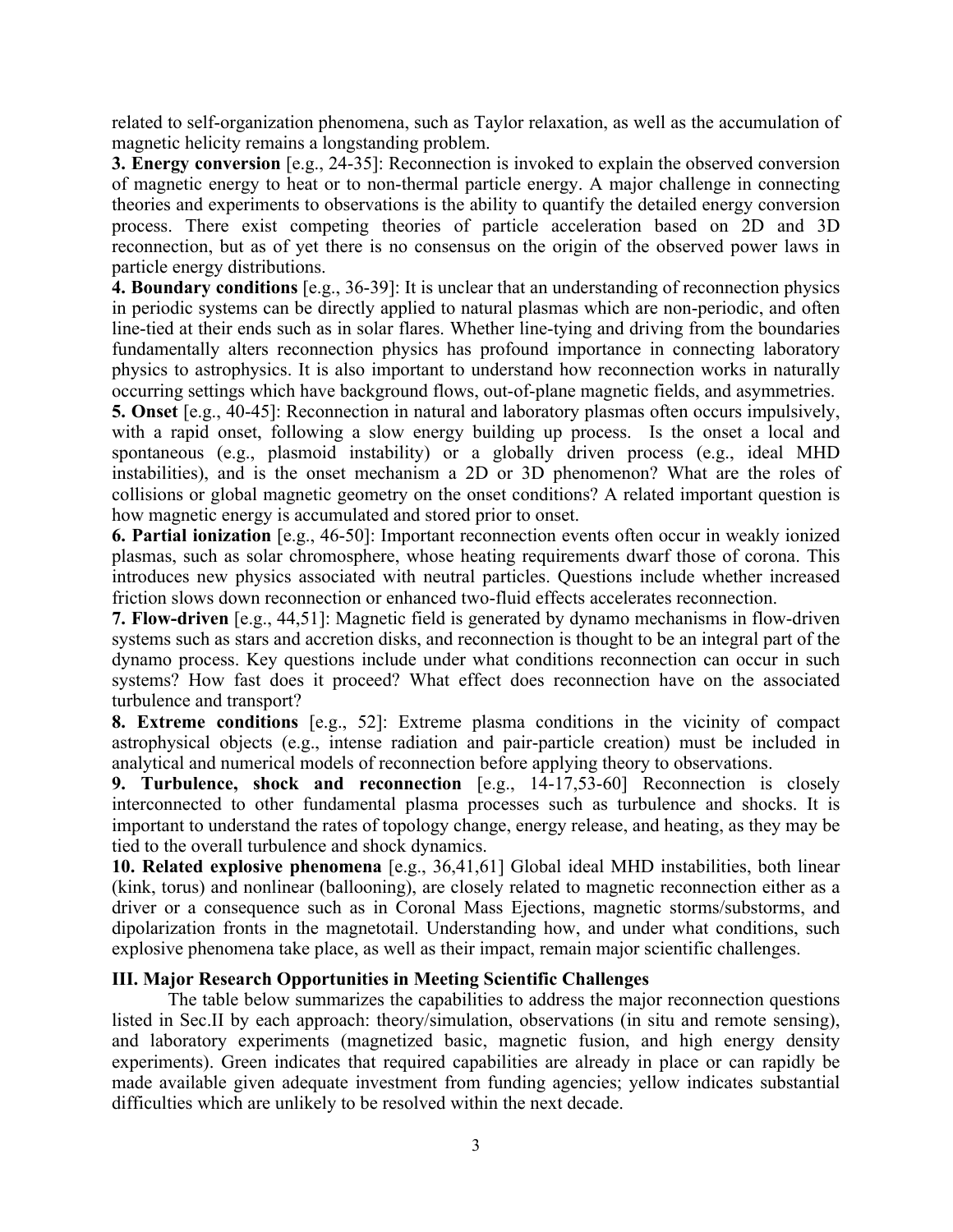related to self-organization phenomena, such as Taylor relaxation, as well as the accumulation of magnetic helicity remains a longstanding problem.

**3. Energy conversion** [e.g., 24-35]: Reconnection is invoked to explain the observed conversion of magnetic energy to heat or to non-thermal particle energy. A major challenge in connecting theories and experiments to observations is the ability to quantify the detailed energy conversion process. There exist competing theories of particle acceleration based on 2D and 3D reconnection, but as of yet there is no consensus on the origin of the observed power laws in particle energy distributions.

**4. Boundary conditions** [e.g., 36-39]: It is unclear that an understanding of reconnection physics in periodic systems can be directly applied to natural plasmas which are non-periodic, and often line-tied at their ends such as in solar flares. Whether line-tying and driving from the boundaries fundamentally alters reconnection physics has profound importance in connecting laboratory physics to astrophysics. It is also important to understand how reconnection works in naturally occurring settings which have background flows, out-of-plane magnetic fields, and asymmetries.

**5. Onset** [e.g., 40-45]: Reconnection in natural and laboratory plasmas often occurs impulsively, with a rapid onset, following a slow energy building up process. Is the onset a local and spontaneous (e.g., plasmoid instability) or a globally driven process (e.g., ideal MHD instabilities), and is the onset mechanism a 2D or 3D phenomenon? What are the roles of collisions or global magnetic geometry on the onset conditions? A related important question is how magnetic energy is accumulated and stored prior to onset.

**6. Partial ionization** [e.g., 46-50]: Important reconnection events often occur in weakly ionized plasmas, such as solar chromosphere, whose heating requirements dwarf those of corona. This introduces new physics associated with neutral particles. Questions include whether increased friction slows down reconnection or enhanced two-fluid effects accelerates reconnection.

**7. Flow-driven** [e.g., 44,51]: Magnetic field is generated by dynamo mechanisms in flow-driven systems such as stars and accretion disks, and reconnection is thought to be an integral part of the dynamo process. Key questions include under what conditions reconnection can occur in such systems? How fast does it proceed? What effect does reconnection have on the associated turbulence and transport?

**8. Extreme conditions** [e.g., 52]: Extreme plasma conditions in the vicinity of compact astrophysical objects (e.g., intense radiation and pair-particle creation) must be included in analytical and numerical models of reconnection before applying theory to observations.

**9. Turbulence, shock and reconnection** [e.g., 14-17,53-60] Reconnection is closely interconnected to other fundamental plasma processes such as turbulence and shocks. It is important to understand the rates of topology change, energy release, and heating, as they may be tied to the overall turbulence and shock dynamics.

**10. Related explosive phenomena** [e.g., 36,41,61] Global ideal MHD instabilities, both linear (kink, torus) and nonlinear (ballooning), are closely related to magnetic reconnection either as a driver or a consequence such as in Coronal Mass Ejections, magnetic storms/substorms, and dipolarization fronts in the magnetotail. Understanding how, and under what conditions, such explosive phenomena take place, as well as their impact, remain major scientific challenges.

## III. Major Research Opportunities in Meeting Scientific Challenges

The table below summarizes the capabilities to address the major reconnection questions listed in Sec.II by each approach: theory/simulation, observations (in situ and remote sensing), and laboratory experiments (magnetized basic, magnetic fusion, and high energy density experiments). Green indicates that required capabilities are already in place or can rapidly be made available given adequate investment from funding agencies; yellow indicates substantial difficulties which are unlikely to be resolved within the next decade.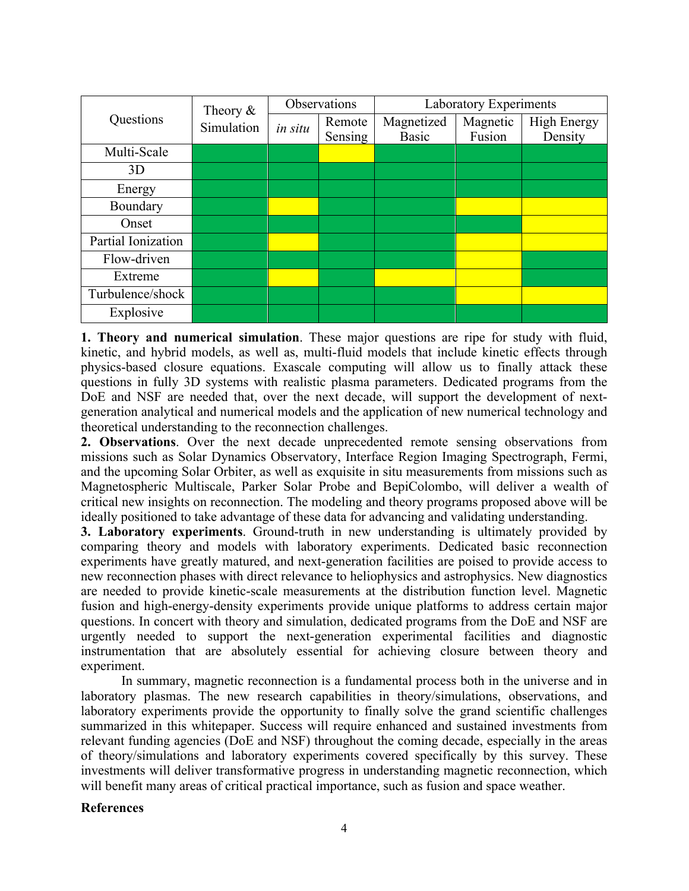| Questions | Theory & Simulation | Observations | | Laboratory Experiments | | |
|---|---|---|---|---|---|---|
| | | *in situ* | Remote Sensing | Magnetized Basic | Magnetic Fusion | High Energy Density |
| Multi-Scale | Green | Green | Yellow | Green | Green | Green |
| 3D | Green | Green | Green | Green | Green | Green |
| Energy | Green | Green | Green | Green | Green | Green |
| Boundary | Green | Yellow | Green | Green | Yellow | Yellow |
| Onset | Green | Green | Green | Green | Green | Yellow |
| Partial Ionization | Green | Yellow | Green | Green | Yellow | Yellow |
| Flow-driven | Green | Green | Green | Green | Yellow | Green |
| Extreme | Green | Yellow | Green | Yellow | Yellow | Green |
| Turbulence/shock | Green | Green | Green | Green | Yellow | Yellow |
| Explosive | Green | Green | Green | Green | Green | Green |

**1. Theory and numerical simulation**. These major questions are ripe for study with fluid, kinetic, and hybrid models, as well as, multi-fluid models that include kinetic effects through physics-based closure equations. Exascale computing will allow us to finally attack these questions in fully 3D systems with realistic plasma parameters. Dedicated programs from the DoE and NSF are needed that, over the next decade, will support the development of next-generation analytical and numerical models and the application of new numerical technology and theoretical understanding to the reconnection challenges.

**2. Observations**. Over the next decade unprecedented remote sensing observations from missions such as Solar Dynamics Observatory, Interface Region Imaging Spectrograph, Fermi, and the upcoming Solar Orbiter, as well as exquisite in situ measurements from missions such as Magnetospheric Multiscale, Parker Solar Probe and BepiColombo, will deliver a wealth of critical new insights on reconnection. The modeling and theory programs proposed above will be ideally positioned to take advantage of these data for advancing and validating understanding.

**3. Laboratory experiments**. Ground-truth in new understanding is ultimately provided by comparing theory and models with laboratory experiments. Dedicated basic reconnection experiments have greatly matured, and next-generation facilities are poised to provide access to new reconnection phases with direct relevance to heliophysics and astrophysics. New diagnostics are needed to provide kinetic-scale measurements at the distribution function level. Magnetic fusion and high-energy-density experiments provide unique platforms to address certain major questions. In concert with theory and simulation, dedicated programs from the DoE and NSF are urgently needed to support the next-generation experimental facilities and diagnostic instrumentation that are absolutely essential for achieving closure between theory and experiment.

In summary, magnetic reconnection is a fundamental process both in the universe and in laboratory plasmas. The new research capabilities in theory/simulations, observations, and laboratory experiments provide the opportunity to finally solve the grand scientific challenges summarized in this whitepaper. Success will require enhanced and sustained investments from relevant funding agencies (DoE and NSF) throughout the coming decade, especially in the areas of theory/simulations and laboratory experiments covered specifically by this survey. These investments will deliver transformative progress in understanding magnetic reconnection, which will benefit many areas of critical practical importance, such as fusion and space weather.

**References**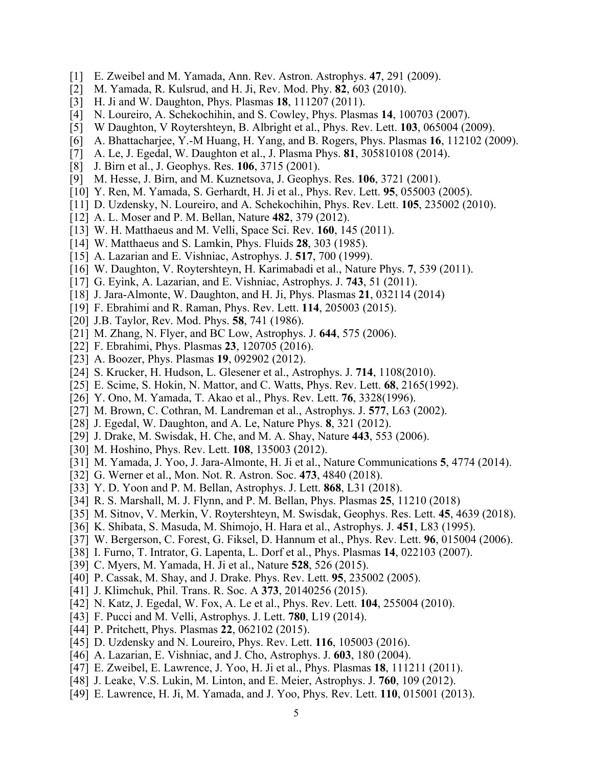[1] E. Zweibel and M. Yamada, Ann. Rev. Astron. Astrophys. **47**, 291 (2009).
[2] M. Yamada, R. Kulsrud, and H. Ji, Rev. Mod. Phy. **82**, 603 (2010).
[3] H. Ji and W. Daughton, Phys. Plasmas **18**, 111207 (2011).
[4] N. Loureiro, A. Schekochihin, and S. Cowley, Phys. Plasmas **14**, 100703 (2007).
[5] W Daughton, V Roytershteyn, B. Albright et al., Phys. Rev. Lett. **103**, 065004 (2009).
[6] A. Bhattacharjee, Y.-M Huang, H. Yang, and B. Rogers, Phys. Plasmas **16**, 112102 (2009).
[7] A. Le, J. Egedal, W. Daughton et al., J. Plasma Phys. **81**, 305810108 (2014).
[8] J. Birn et al., J. Geophys. Res. **106**, 3715 (2001).
[9] M. Hesse, J. Birn, and M. Kuznetsova, J. Geophys. Res. **106**, 3721 (2001).
[10] Y. Ren, M. Yamada, S. Gerhardt, H. Ji et al., Phys. Rev. Lett. **95**, 055003 (2005).
[11] D. Uzdensky, N. Loureiro, and A. Schekochihin, Phys. Rev. Lett. **105**, 235002 (2010).
[12] A. L. Moser and P. M. Bellan, Nature **482**, 379 (2012).
[13] W. H. Matthaeus and M. Velli, Space Sci. Rev. **160**, 145 (2011).
[14] W. Matthaeus and S. Lamkin, Phys. Fluids **28**, 303 (1985).
[15] A. Lazarian and E. Vishniac, Astrophys. J. **517**, 700 (1999).
[16] W. Daughton, V. Roytershteyn, H. Karimabadi et al., Nature Phys. **7**, 539 (2011).
[17] G. Eyink, A. Lazarian, and E. Vishniac, Astrophys. J. **743**, 51 (2011).
[18] J. Jara-Almonte, W. Daughton, and H. Ji, Phys. Plasmas **21**, 032114 (2014)
[19] F. Ebrahimi and R. Raman, Phys. Rev. Lett. **114**, 205003 (2015).
[20] J.B. Taylor, Rev. Mod. Phys. **58**, 741 (1986).
[21] M. Zhang, N. Flyer, and BC Low, Astrophys. J. **644**, 575 (2006).
[22] F. Ebrahimi, Phys. Plasmas **23**, 120705 (2016).
[23] A. Boozer, Phys. Plasmas **19**, 092902 (2012).
[24] S. Krucker, H. Hudson, L. Glesener et al., Astrophys. J. **714**, 1108(2010).
[25] E. Scime, S. Hokin, N. Mattor, and C. Watts, Phys. Rev. Lett. **68**, 2165(1992).
[26] Y. Ono, M. Yamada, T. Akao et al., Phys. Rev. Lett. **76**, 3328(1996).
[27] M. Brown, C. Cothran, M. Landreman et al., Astrophys. J. **577**, L63 (2002).
[28] J. Egedal, W. Daughton, and A. Le, Nature Phys. **8**, 321 (2012).
[29] J. Drake, M. Swisdak, H. Che, and M. A. Shay, Nature **443**, 553 (2006).
[30] M. Hoshino, Phys. Rev. Lett. **108**, 135003 (2012).
[31] M. Yamada, J. Yoo, J. Jara-Almonte, H. Ji et al., Nature Communications **5**, 4774 (2014).
[32] G. Werner et al., Mon. Not. R. Astron. Soc. **473**, 4840 (2018).
[33] Y. D. Yoon and P. M. Bellan, Astrophys. J. Lett. **868**, L31 (2018).
[34] R. S. Marshall, M. J. Flynn, and P. M. Bellan, Phys. Plasmas **25**, 11210 (2018)
[35] M. Sitnov, V. Merkin, V. Roytershteyn, M. Swisdak, Geophys. Res. Lett. **45**, 4639 (2018).
[36] K. Shibata, S. Masuda, M. Shimojo, H. Hara et al., Astrophys. J. **451**, L83 (1995).
[37] W. Bergerson, C. Forest, G. Fiksel, D. Hannum et al., Phys. Rev. Lett. **96**, 015004 (2006).
[38] I. Furno, T. Intrator, G. Lapenta, L. Dorf et al., Phys. Plasmas **14**, 022103 (2007).
[39] C. Myers, M. Yamada, H. Ji et al., Nature **528**, 526 (2015).
[40] P. Cassak, M. Shay, and J. Drake. Phys. Rev. Lett. **95**, 235002 (2005).
[41] J. Klimchuk, Phil. Trans. R. Soc. A **373**, 20140256 (2015).
[42] N. Katz, J. Egedal, W. Fox, A. Le et al., Phys. Rev. Lett. **104**, 255004 (2010).
[43] F. Pucci and M. Velli, Astrophys. J. Lett. **780**, L19 (2014).
[44] P. Pritchett, Phys. Plasmas **22**, 062102 (2015).
[45] D. Uzdensky and N. Loureiro, Phys. Rev. Lett. **116**, 105003 (2016).
[46] A. Lazarian, E. Vishniac, and J. Cho, Astrophys. J. **603**, 180 (2004).
[47] E. Zweibel, E. Lawrence, J. Yoo, H. Ji et al., Phys. Plasmas **18**, 111211 (2011).
[48] J. Leake, V.S. Lukin, M. Linton, and E. Meier, Astrophys. J. **760**, 109 (2012).
[49] E. Lawrence, H. Ji, M. Yamada, and J. Yoo, Phys. Rev. Lett. **110**, 015001 (2013).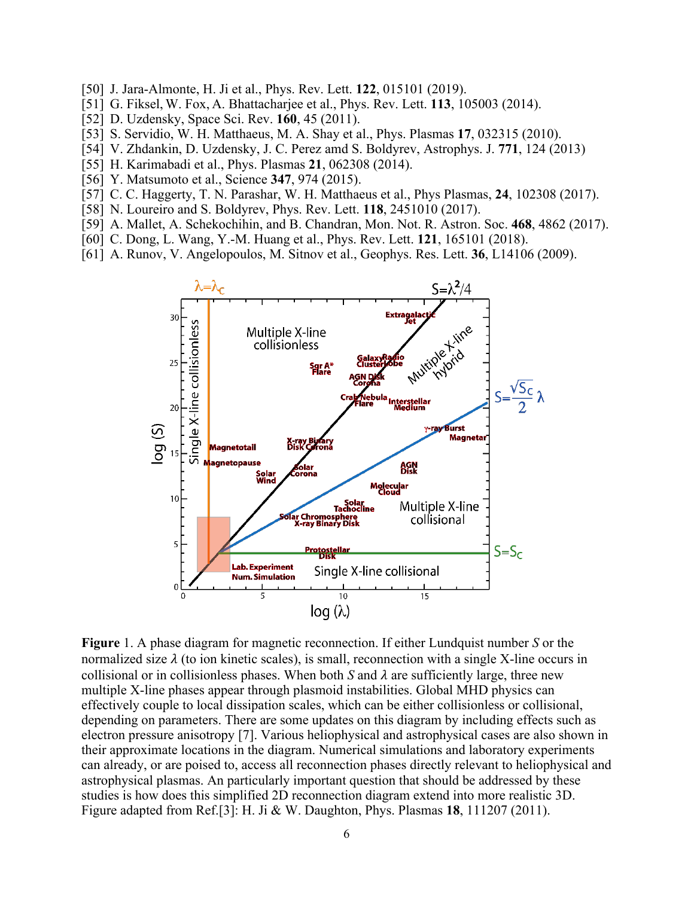[50] J. Jara-Almonte, H. Ji et al., Phys. Rev. Lett. **122**, 015101 (2019).
[51] G. Fiksel, W. Fox, A. Bhattacharjee et al., Phys. Rev. Lett. **113**, 105003 (2014).
[52] D. Uzdensky, Space Sci. Rev. **160**, 45 (2011).
[53] S. Servidio, W. H. Matthaeus, M. A. Shay et al., Phys. Plasmas **17**, 032315 (2010).
[54] V. Zhdankin, D. Uzdensky, J. C. Perez amd S. Boldyrev, Astrophys. J. **771**, 124 (2013)
[55] H. Karimabadi et al., Phys. Plasmas **21**, 062308 (2014).
[56] Y. Matsumoto et al., Science **347**, 974 (2015).
[57] C. C. Haggerty, T. N. Parashar, W. H. Matthaeus et al., Phys Plasmas, **24**, 102308 (2017).
[58] N. Loureiro and S. Boldyrev, Phys. Rev. Lett. **118**, 2451010 (2017).
[59] A. Mallet, A. Schekochihin, and B. Chandran, Mon. Not. R. Astron. Soc. **468**, 4862 (2017).
[60] C. Dong, L. Wang, Y.-M. Huang et al., Phys. Rev. Lett. **121**, 165101 (2018).
[61] A. Runov, V. Angelopoulos, M. Sitnov et al., Geophys. Res. Lett. **36**, L14106 (2009).

$\lambda=\lambda_c$

$S=\lambda^2/4$

$S=\frac{\sqrt{S_c}}{2}\lambda$

$S=S_c$

log (S)

log (λ)

0
5
10
15
20
25
30

0
5
10
15

Multiple X-line collisionless

Single X-line collisionless

Multiple X-line hybrid

Multiple X-line collisional

Single X-line collisional

Extragalactic Jet

Galaxy Cluster

Radio Lobe

Sgr A* Flare

AGN Disk Corona

Crab Nebula Flare

Interstellar Medium

γ-ray Burst

Magnetar

X-ray Binary Disk Corona

Magnetotail

Magnetopause

Solar Wind

Solar Corona

AGN Disk

Molecular Cloud

Solar Tachocline

Solar Chromosphere

X-ray Binary Disk

Protostellar Disk

Lab. Experiment

Num. Simulation

**Figure** 1. A phase diagram for magnetic reconnection. If either Lundquist number $S$ or the normalized size $\lambda$ (to ion kinetic scales), is small, reconnection with a single X-line occurs in collisional or in collisionless phases. When both $S$ and $\lambda$ are sufficiently large, three new multiple X-line phases appear through plasmoid instabilities. Global MHD physics can effectively couple to local dissipation scales, which can be either collisionless or collisional, depending on parameters. There are some updates on this diagram by including effects such as electron pressure anisotropy [7]. Various heliophysical and astrophysical cases are also shown in their approximate locations in the diagram. Numerical simulations and laboratory experiments can already, or are poised to, access all reconnection phases directly relevant to heliophysical and astrophysical plasmas. An particularly important question that should be addressed by these studies is how does this simplified 2D reconnection diagram extend into more realistic 3D. Figure adapted from Ref.[3]: H. Ji & W. Daughton, Phys. Plasmas **18**, 111207 (2011).